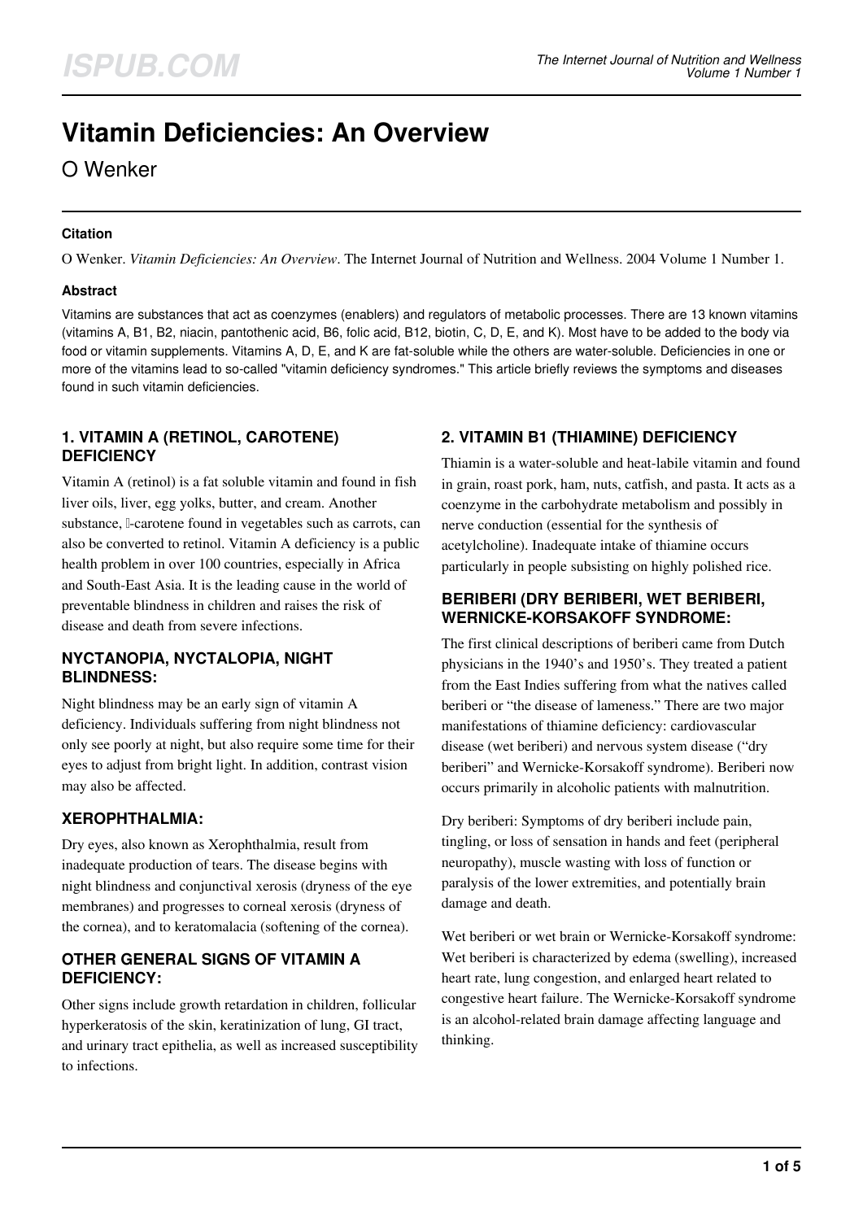# Vitamin Deficiencies: An Overview

O Wenker

### Citation

O Wenker. *Vitamin Deficiencies: An Overview*. The Internet Journal of Nutrition and Wellness. 2004 Volume 1 Number 1.

### Abstract

Vitamins are substances that act as coenzymes (enablers) and regulators of metabolic processes. There are 13 known vitamins (vitamins A, B1, B2, niacin, pantothenic acid, B6, folic acid, B12, biotin, C, D, E, and K). Most have to be added to the body via food or vitamin supplements. Vitamins A, D, E, and K are fat-soluble while the others are water-soluble. Deficiencies in one or more of the vitamins lead to so-called "vitamin deficiency syndromes." This article briefly reviews the symptoms and diseases found in such vitamin deficiencies.

## 1. VITAMIN A (RETINOL, CAROTENE) DEFICIENCY

Vitamin A (retinol) is a fat soluble vitamin and found in fish liver oils, liver, egg yolks, butter, and cream. Another substance, -carotene found in vegetables such as carrots, can also be converted to retinol. Vitamin A deficiency is a public health problem in over 100 countries, especially in Africa and South-East Asia. It is the leading cause in the world of preventable blindness in children and raises the risk of disease and death from severe infections.

## NYCTANOPIA, NYCTALOPIA, NIGHT BLINDNESS:

Night blindness may be an early sign of vitamin A deficiency. Individuals suffering from night blindness not only see poorly at night, but also require some time for their eyes to adjust from bright light. In addition, contrast vision may also be affected.

## XEROPHTHALMIA:

Dry eyes, also known as Xerophthalmia, result from inadequate production of tears. The disease begins with night blindness and conjunctival xerosis (dryness of the eye membranes) and progresses to corneal xerosis (dryness of the cornea), and to keratomalacia (softening of the cornea).

## OTHER GENERAL SIGNS OF VITAMIN A DEFICIENCY:

Other signs include growth retardation in children, follicular hyperkeratosis of the skin, keratinization of lung, GI tract, and urinary tract epithelia, as well as increased susceptibility to infections.

## 2. VITAMIN B1 (THIAMINE) DEFICIENCY

Thiamin is a water-soluble and heat-labile vitamin and found in grain, roast pork, ham, nuts, catfish, and pasta. It acts as a coenzyme in the carbohydrate metabolism and possibly in nerve conduction (essential for the synthesis of acetylcholine). Inadequate intake of thiamine occurs particularly in people subsisting on highly polished rice.

## BERIBERI (DRY BERIBERI, WET BERIBERI, WERNICKE-KORSAKOFF SYNDROME:

The first clinical descriptions of beriberi came from Dutch physicians in the 1940's and 1950's. They treated a patient from the East Indies suffering from what the natives called beriberi or "the disease of lameness." There are two major manifestations of thiamine deficiency: cardiovascular disease (wet beriberi) and nervous system disease ("dry beriberi" and Wernicke-Korsakoff syndrome). Beriberi now occurs primarily in alcoholic patients with malnutrition.

Dry beriberi: Symptoms of dry beriberi include pain, tingling, or loss of sensation in hands and feet (peripheral neuropathy), muscle wasting with loss of function or paralysis of the lower extremities, and potentially brain damage and death.

Wet beriberi or wet brain or Wernicke-Korsakoff syndrome: Wet beriberi is characterized by edema (swelling), increased heart rate, lung congestion, and enlarged heart related to congestive heart failure. The Wernicke-Korsakoff syndrome is an alcohol-related brain damage affecting language and thinking.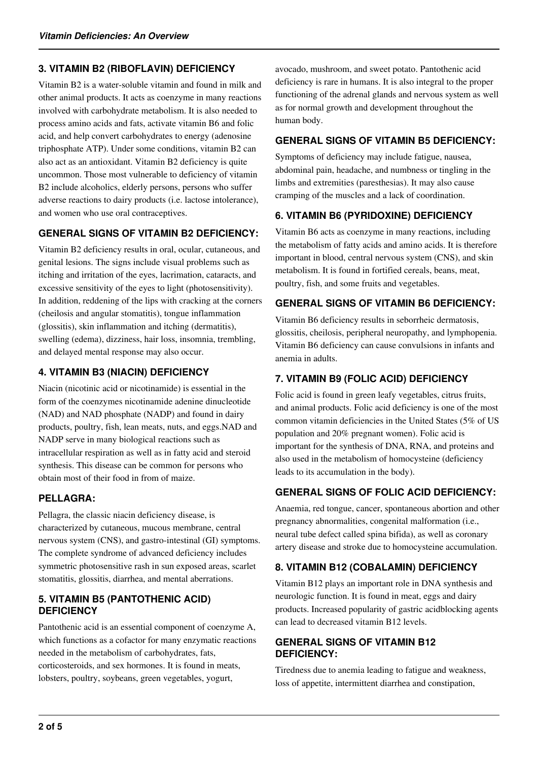## 3. VITAMIN B2 (RIBOFLAVIN) DEFICIENCY

Vitamin B2 is a water-soluble vitamin and found in milk and other animal products. It acts as coenzyme in many reactions involved with carbohydrate metabolism. It is also needed to process amino acids and fats, activate vitamin B6 and folic acid, and help convert carbohydrates to energy (adenosine triphosphate ATP). Under some conditions, vitamin B2 can also act as an antioxidant. Vitamin B2 deficiency is quite uncommon. Those most vulnerable to deficiency of vitamin B2 include alcoholics, elderly persons, persons who suffer adverse reactions to dairy products (i.e. lactose intolerance), and women who use oral contraceptives.

### GENERAL SIGNS OF VITAMIN B2 DEFICIENCY:

Vitamin B2 deficiency results in oral, ocular, cutaneous, and genital lesions. The signs include visual problems such as itching and irritation of the eyes, lacrimation, cataracts, and excessive sensitivity of the eyes to light (photosensitivity). In addition, reddening of the lips with cracking at the corners (cheilosis and angular stomatitis), tongue inflammation (glossitis), skin inflammation and itching (dermatitis), swelling (edema), dizziness, hair loss, insomnia, trembling, and delayed mental response may also occur.

## 4. VITAMIN B3 (NIACIN) DEFICIENCY

Niacin (nicotinic acid or nicotinamide) is essential in the form of the coenzymes nicotinamide adenine dinucleotide (NAD) and NAD phosphate (NADP) and found in dairy products, poultry, fish, lean meats, nuts, and eggs.NAD and NADP serve in many biological reactions such as intracellular respiration as well as in fatty acid and steroid synthesis. This disease can be common for persons who obtain most of their food in from of maize.

### PELLAGRA:

Pellagra, the classic niacin deficiency disease, is characterized by cutaneous, mucous membrane, central nervous system (CNS), and gastro-intestinal (GI) symptoms. The complete syndrome of advanced deficiency includes symmetric photosensitive rash in sun exposed areas, scarlet stomatitis, glossitis, diarrhea, and mental aberrations.

## 5. VITAMIN B5 (PANTOTHENIC ACID) DEFICIENCY

Pantothenic acid is an essential component of coenzyme A, which functions as a cofactor for many enzymatic reactions needed in the metabolism of carbohydrates, fats, corticosteroids, and sex hormones. It is found in meats, lobsters, poultry, soybeans, green vegetables, yogurt, avocado, mushroom, and sweet potato. Pantothenic acid deficiency is rare in humans. It is also integral to the proper functioning of the adrenal glands and nervous system as well as for normal growth and development throughout the human body.

### GENERAL SIGNS OF VITAMIN B5 DEFICIENCY:

Symptoms of deficiency may include fatigue, nausea, abdominal pain, headache, and numbness or tingling in the limbs and extremities (paresthesias). It may also cause cramping of the muscles and a lack of coordination.

## 6. VITAMIN B6 (PYRIDOXINE) DEFICIENCY

Vitamin B6 acts as coenzyme in many reactions, including the metabolism of fatty acids and amino acids. It is therefore important in blood, central nervous system (CNS), and skin metabolism. It is found in fortified cereals, beans, meat, poultry, fish, and some fruits and vegetables.

### GENERAL SIGNS OF VITAMIN B6 DEFICIENCY:

Vitamin B6 deficiency results in seborrheic dermatosis, glossitis, cheilosis, peripheral neuropathy, and lymphopenia. Vitamin B6 deficiency can cause convulsions in infants and anemia in adults.

## 7. VITAMIN B9 (FOLIC ACID) DEFICIENCY

Folic acid is found in green leafy vegetables, citrus fruits, and animal products. Folic acid deficiency is one of the most common vitamin deficiencies in the United States (5% of US population and 20% pregnant women). Folic acid is important for the synthesis of DNA, RNA, and proteins and also used in the metabolism of homocysteine (deficiency leads to its accumulation in the body).

### GENERAL SIGNS OF FOLIC ACID DEFICIENCY:

Anaemia, red tongue, cancer, spontaneous abortion and other pregnancy abnormalities, congenital malformation (i.e., neural tube defect called spina bifida), as well as coronary artery disease and stroke due to homocysteine accumulation.

## 8. VITAMIN B12 (COBALAMIN) DEFICIENCY

Vitamin B12 plays an important role in DNA synthesis and neurologic function. It is found in meat, eggs and dairy products. Increased popularity of gastric acidblocking agents can lead to decreased vitamin B12 levels.

### GENERAL SIGNS OF VITAMIN B12 DEFICIENCY:

Tiredness due to anemia leading to fatigue and weakness, loss of appetite, intermittent diarrhea and constipation,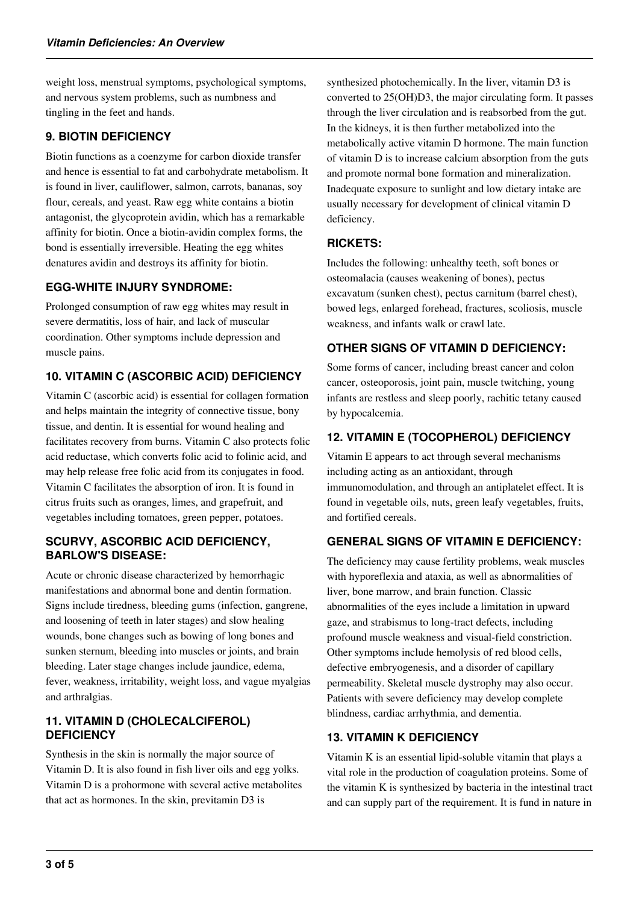weight loss, menstrual symptoms, psychological symptoms, and nervous system problems, such as numbness and tingling in the feet and hands.

## 9. BIOTIN DEFICIENCY

Biotin functions as a coenzyme for carbon dioxide transfer and hence is essential to fat and carbohydrate metabolism. It is found in liver, cauliflower, salmon, carrots, bananas, soy flour, cereals, and yeast. Raw egg white contains a biotin antagonist, the glycoprotein avidin, which has a remarkable affinity for biotin. Once a biotin-avidin complex forms, the bond is essentially irreversible. Heating the egg whites denatures avidin and destroys its affinity for biotin.

### EGG-WHITE INJURY SYNDROME:

Prolonged consumption of raw egg whites may result in severe dermatitis, loss of hair, and lack of muscular coordination. Other symptoms include depression and muscle pains.

## 10. VITAMIN C (ASCORBIC ACID) DEFICIENCY

Vitamin C (ascorbic acid) is essential for collagen formation and helps maintain the integrity of connective tissue, bony tissue, and dentin. It is essential for wound healing and facilitates recovery from burns. Vitamin C also protects folic acid reductase, which converts folic acid to folinic acid, and may help release free folic acid from its conjugates in food. Vitamin C facilitates the absorption of iron. It is found in citrus fruits such as oranges, limes, and grapefruit, and vegetables including tomatoes, green pepper, potatoes.

### SCURVY, ASCORBIC ACID DEFICIENCY, BARLOW'S DISEASE:

Acute or chronic disease characterized by hemorrhagic manifestations and abnormal bone and dentin formation. Signs include tiredness, bleeding gums (infection, gangrene, and loosening of teeth in later stages) and slow healing wounds, bone changes such as bowing of long bones and sunken sternum, bleeding into muscles or joints, and brain bleeding. Later stage changes include jaundice, edema, fever, weakness, irritability, weight loss, and vague myalgias and arthralgias.

## 11. VITAMIN D (CHOLECALCIFEROL) DEFICIENCY

Synthesis in the skin is normally the major source of Vitamin D. It is also found in fish liver oils and egg yolks. Vitamin D is a prohormone with several active metabolites that act as hormones. In the skin, previtamin D3 is synthesized photochemically. In the liver, vitamin D3 is converted to 25(OH)D3, the major circulating form. It passes through the liver circulation and is reabsorbed from the gut. In the kidneys, it is then further metabolized into the metabolically active vitamin D hormone. The main function of vitamin D is to increase calcium absorption from the guts and promote normal bone formation and mineralization. Inadequate exposure to sunlight and low dietary intake are usually necessary for development of clinical vitamin D deficiency.

### RICKETS:

Includes the following: unhealthy teeth, soft bones or osteomalacia (causes weakening of bones), pectus excavatum (sunken chest), pectus carnitum (barrel chest), bowed legs, enlarged forehead, fractures, scoliosis, muscle weakness, and infants walk or crawl late.

### OTHER SIGNS OF VITAMIN D DEFICIENCY:

Some forms of cancer, including breast cancer and colon cancer, osteoporosis, joint pain, muscle twitching, young infants are restless and sleep poorly, rachitic tetany caused by hypocalcemia.

## 12. VITAMIN E (TOCOPHEROL) DEFICIENCY

Vitamin E appears to act through several mechanisms including acting as an antioxidant, through immunomodulation, and through an antiplatelet effect. It is found in vegetable oils, nuts, green leafy vegetables, fruits, and fortified cereals.

### GENERAL SIGNS OF VITAMIN E DEFICIENCY:

The deficiency may cause fertility problems, weak muscles with hyporeflexia and ataxia, as well as abnormalities of liver, bone marrow, and brain function. Classic abnormalities of the eyes include a limitation in upward gaze, and strabismus to long-tract defects, including profound muscle weakness and visual-field constriction. Other symptoms include hemolysis of red blood cells, defective embryogenesis, and a disorder of capillary permeability. Skeletal muscle dystrophy may also occur. Patients with severe deficiency may develop complete blindness, cardiac arrhythmia, and dementia.

## 13. VITAMIN K DEFICIENCY

Vitamin K is an essential lipid-soluble vitamin that plays a vital role in the production of coagulation proteins. Some of the vitamin K is synthesized by bacteria in the intestinal tract and can supply part of the requirement. It is fund in nature in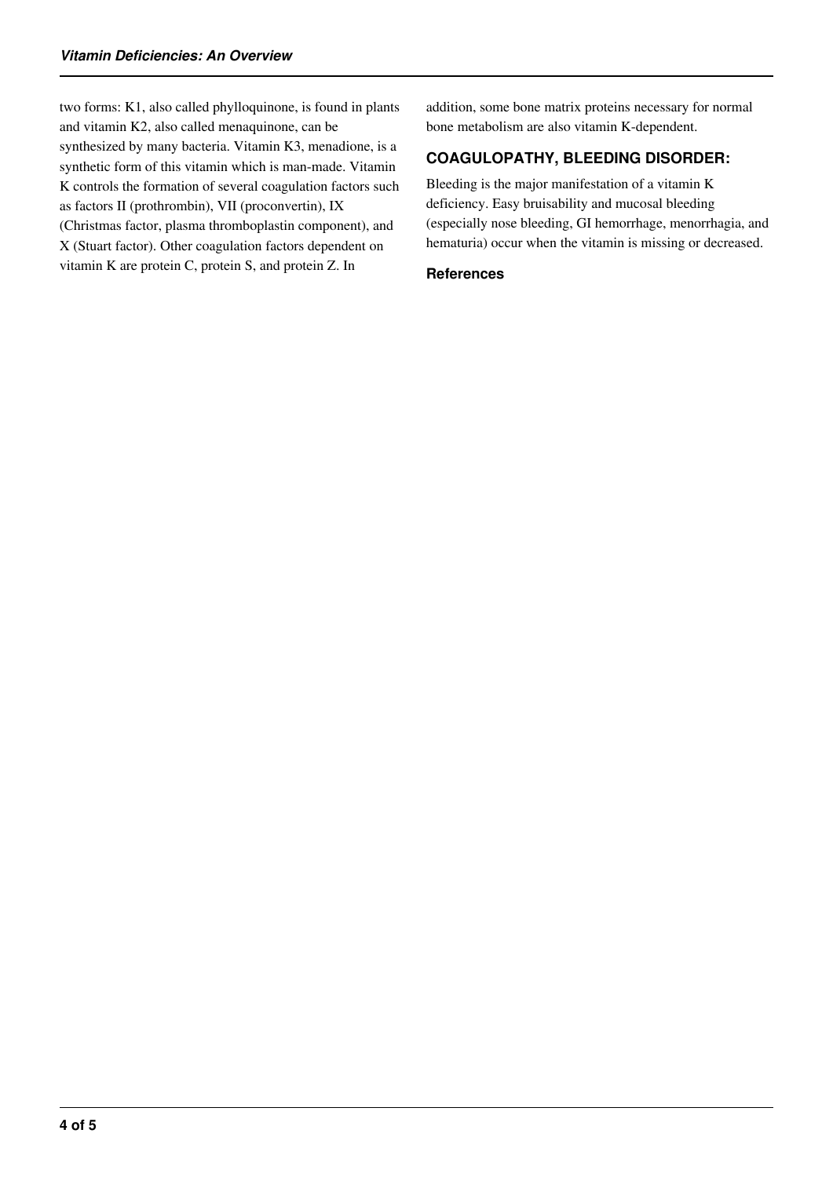two forms: K1, also called phylloquinone, is found in plants and vitamin K2, also called menaquinone, can be synthesized by many bacteria. Vitamin K3, menadione, is a synthetic form of this vitamin which is man-made. Vitamin K controls the formation of several coagulation factors such as factors II (prothrombin), VII (proconvertin), IX (Christmas factor, plasma thromboplastin component), and X (Stuart factor). Other coagulation factors dependent on vitamin K are protein C, protein S, and protein Z. In addition, some bone matrix proteins necessary for normal bone metabolism are also vitamin K-dependent.

## COAGULOPATHY, BLEEDING DISORDER:

Bleeding is the major manifestation of a vitamin K deficiency. Easy bruisability and mucosal bleeding (especially nose bleeding, GI hemorrhage, menorrhagia, and hematuria) occur when the vitamin is missing or decreased.

### References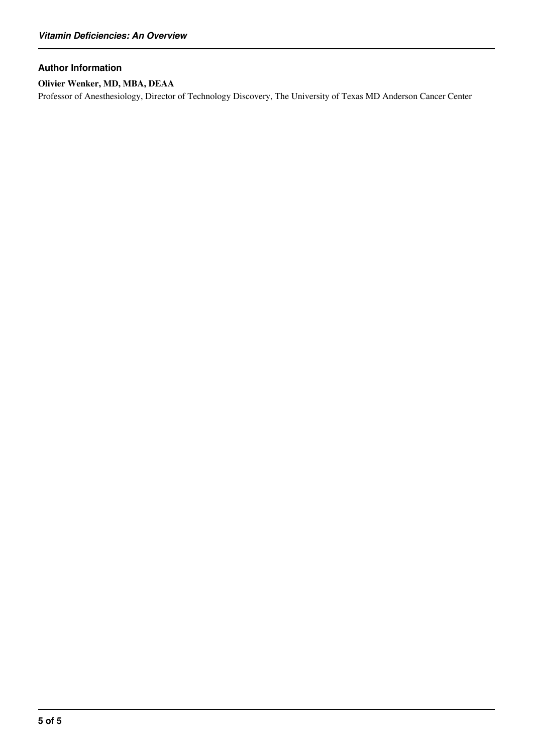### Author Information

**Olivier Wenker, MD, MBA, DEAA**

Professor of Anesthesiology, Director of Technology Discovery, The University of Texas MD Anderson Cancer Center